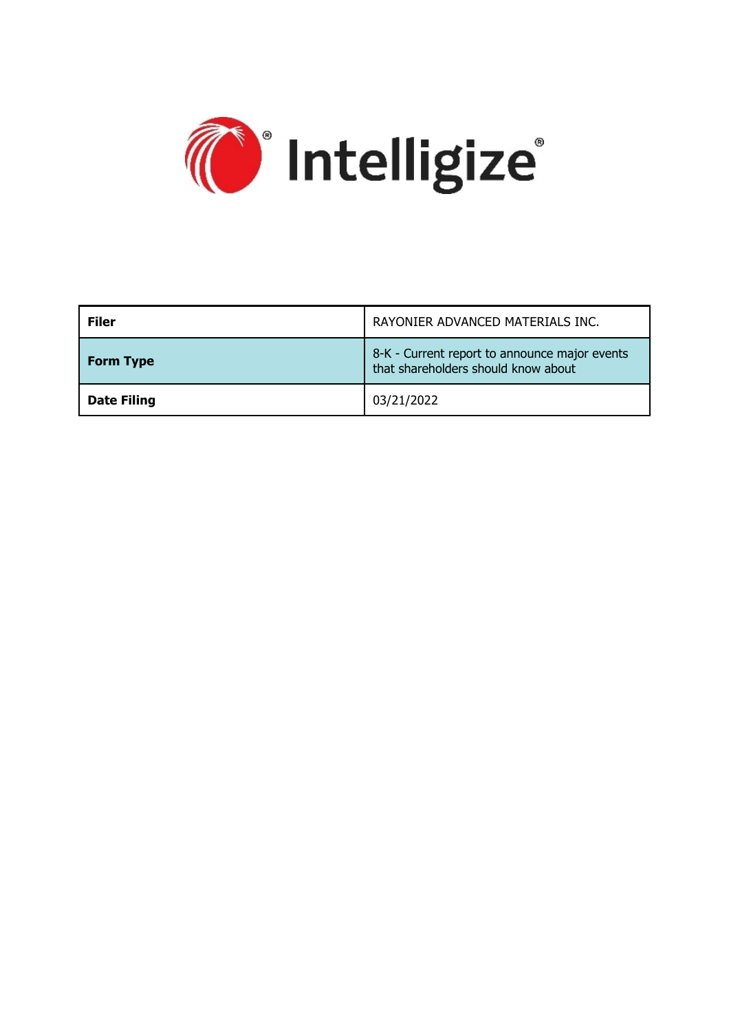Intelligize®

| Filer | RAYONIER ADVANCED MATERIALS INC. |
| --- | --- |
| **Form Type** | 8-K - Current report to announce major events that shareholders should know about |
| **Date Filing** | 03/21/2022 |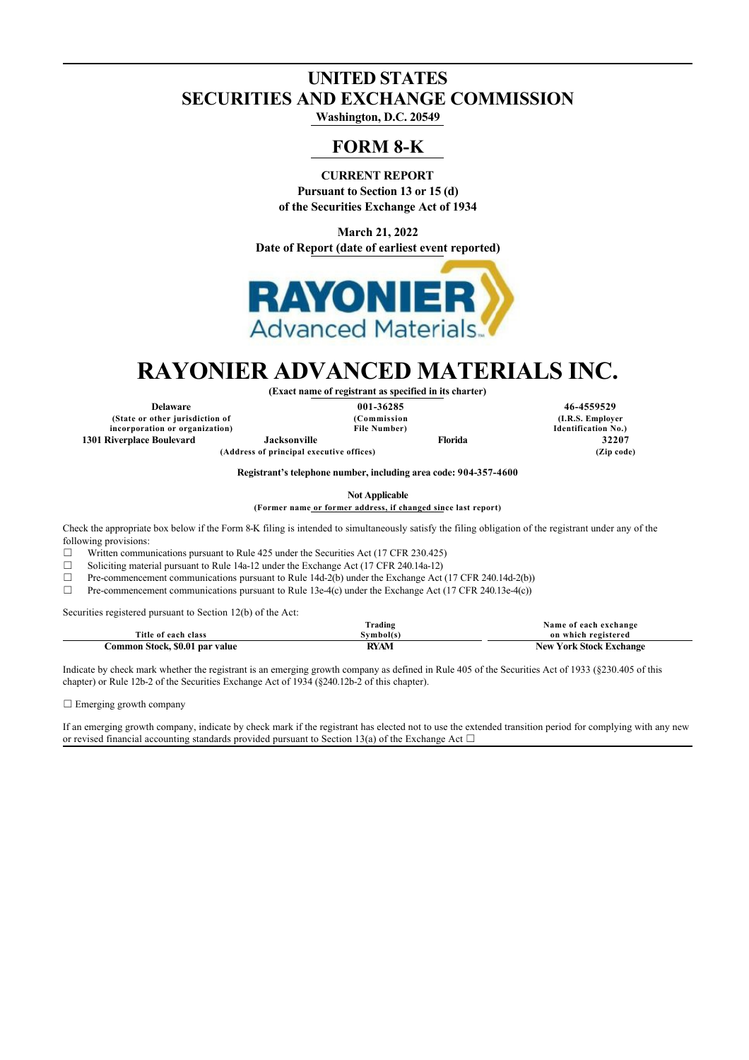# UNITED STATES
# SECURITIES AND EXCHANGE COMMISSION

**Washington, D.C. 20549**

## FORM 8-K

**CURRENT REPORT**
**Pursuant to Section 13 or 15 (d)**
**of the Securities Exchange Act of 1934**

**March 21, 2022**
**Date of Report (date of earliest event reported)**

# RAYONIER ADVANCED MATERIALS INC.

**(Exact name of registrant as specified in its charter)**

| Delaware | 001-36285 | 46-4559529 |
|---|---|---|
| (State or other jurisdiction of incorporation or organization) | (Commission File Number) | (I.R.S. Employer Identification No.) |

| 1301 Riverplace Boulevard | Jacksonville | Florida | 32207 |
|---|---|---|---|
| (Address of principal executive offices) | | | (Zip code) |

**Registrant's telephone number, including area code: 904-357-4600**

**Not Applicable**
**(Former name or former address, if changed since last report)**

Check the appropriate box below if the Form 8-K filing is intended to simultaneously satisfy the filing obligation of the registrant under any of the following provisions:

☐ Written communications pursuant to Rule 425 under the Securities Act (17 CFR 230.425)
☐ Soliciting material pursuant to Rule 14a-12 under the Exchange Act (17 CFR 240.14a-12)
☐ Pre-commencement communications pursuant to Rule 14d-2(b) under the Exchange Act (17 CFR 240.14d-2(b))
☐ Pre-commencement communications pursuant to Rule 13e-4(c) under the Exchange Act (17 CFR 240.13e-4(c))

Securities registered pursuant to Section 12(b) of the Act:

| Title of each class | Trading Symbol(s) | Name of each exchange on which registered |
|---|---|---|
| Common Stock, $0.01 par value | RYAM | New York Stock Exchange |

Indicate by check mark whether the registrant is an emerging growth company as defined in Rule 405 of the Securities Act of 1933 (§230.405 of this chapter) or Rule 12b-2 of the Securities Exchange Act of 1934 (§240.12b-2 of this chapter).

☐ Emerging growth company

If an emerging growth company, indicate by check mark if the registrant has elected not to use the extended transition period for complying with any new or revised financial accounting standards provided pursuant to Section 13(a) of the Exchange Act ☐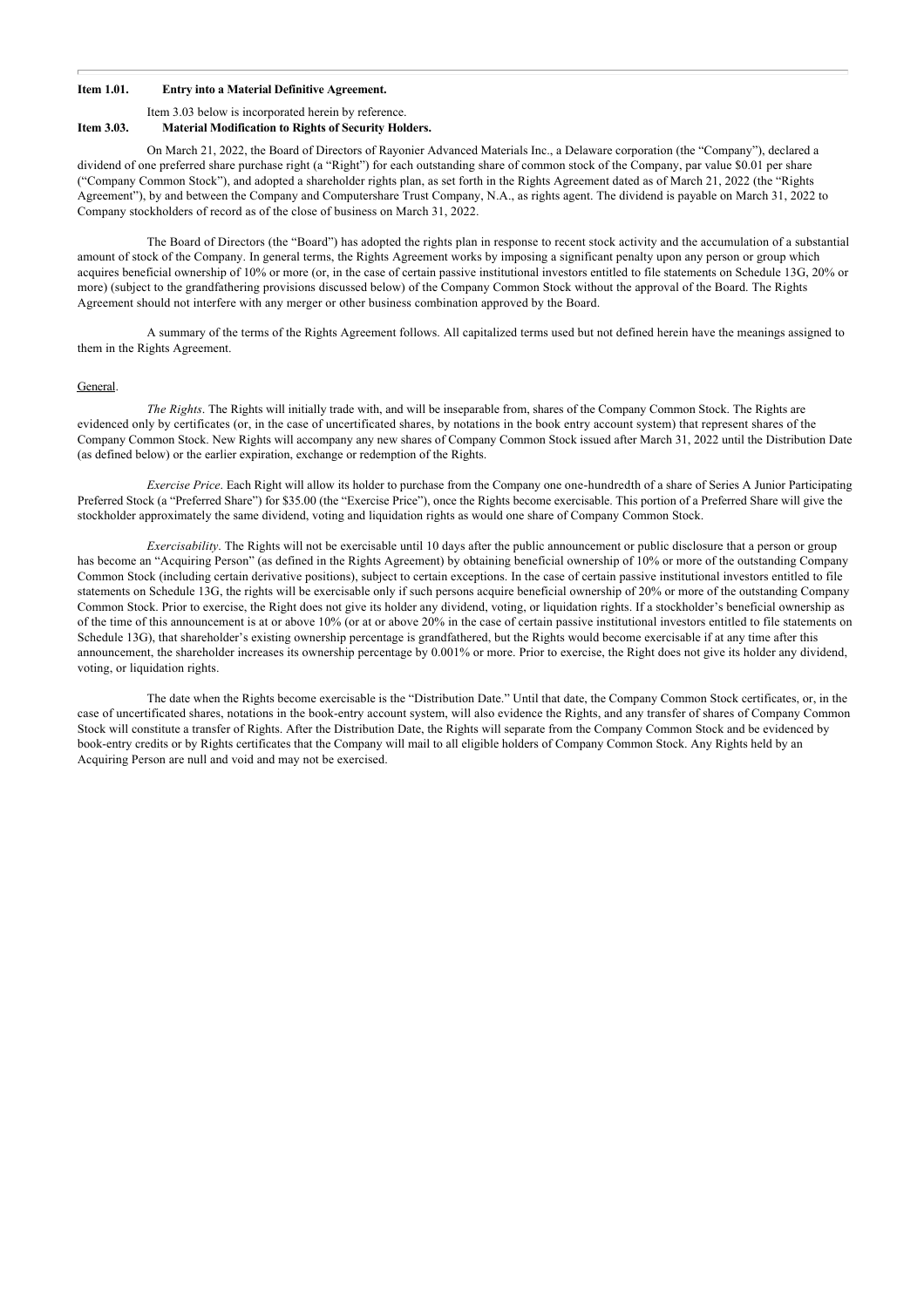**Item 1.01. Entry into a Material Definitive Agreement.**

Item 3.03 below is incorporated herein by reference.

**Item 3.03. Material Modification to Rights of Security Holders.**

On March 21, 2022, the Board of Directors of Rayonier Advanced Materials Inc., a Delaware corporation (the "Company"), declared a dividend of one preferred share purchase right (a "Right") for each outstanding share of common stock of the Company, par value $0.01 per share ("Company Common Stock"), and adopted a shareholder rights plan, as set forth in the Rights Agreement dated as of March 21, 2022 (the "Rights Agreement"), by and between the Company and Computershare Trust Company, N.A., as rights agent. The dividend is payable on March 31, 2022 to Company stockholders of record as of the close of business on March 31, 2022.

The Board of Directors (the "Board") has adopted the rights plan in response to recent stock activity and the accumulation of a substantial amount of stock of the Company. In general terms, the Rights Agreement works by imposing a significant penalty upon any person or group which acquires beneficial ownership of 10% or more (or, in the case of certain passive institutional investors entitled to file statements on Schedule 13G, 20% or more) (subject to the grandfathering provisions discussed below) of the Company Common Stock without the approval of the Board. The Rights Agreement should not interfere with any merger or other business combination approved by the Board.

A summary of the terms of the Rights Agreement follows. All capitalized terms used but not defined herein have the meanings assigned to them in the Rights Agreement.

General.

*The Rights*. The Rights will initially trade with, and will be inseparable from, shares of the Company Common Stock. The Rights are evidenced only by certificates (or, in the case of uncertificated shares, by notations in the book entry account system) that represent shares of the Company Common Stock. New Rights will accompany any new shares of Company Common Stock issued after March 31, 2022 until the Distribution Date (as defined below) or the earlier expiration, exchange or redemption of the Rights.

*Exercise Price*. Each Right will allow its holder to purchase from the Company one one-hundredth of a share of Series A Junior Participating Preferred Stock (a "Preferred Share") for $35.00 (the "Exercise Price"), once the Rights become exercisable. This portion of a Preferred Share will give the stockholder approximately the same dividend, voting and liquidation rights as would one share of Company Common Stock.

*Exercisability*. The Rights will not be exercisable until 10 days after the public announcement or public disclosure that a person or group has become an "Acquiring Person" (as defined in the Rights Agreement) by obtaining beneficial ownership of 10% or more of the outstanding Company Common Stock (including certain derivative positions), subject to certain exceptions. In the case of certain passive institutional investors entitled to file statements on Schedule 13G, the rights will be exercisable only if such persons acquire beneficial ownership of 20% or more of the outstanding Company Common Stock. Prior to exercise, the Right does not give its holder any dividend, voting, or liquidation rights. If a stockholder's beneficial ownership as of the time of this announcement is at or above 10% (or at or above 20% in the case of certain passive institutional investors entitled to file statements on Schedule 13G), that shareholder's existing ownership percentage is grandfathered, but the Rights would become exercisable if at any time after this announcement, the shareholder increases its ownership percentage by 0.001% or more. Prior to exercise, the Right does not give its holder any dividend, voting, or liquidation rights.

The date when the Rights become exercisable is the "Distribution Date." Until that date, the Company Common Stock certificates, or, in the case of uncertificated shares, notations in the book-entry account system, will also evidence the Rights, and any transfer of shares of Company Common Stock will constitute a transfer of Rights. After the Distribution Date, the Rights will separate from the Company Common Stock and be evidenced by book-entry credits or by Rights certificates that the Company will mail to all eligible holders of Company Common Stock. Any Rights held by an Acquiring Person are null and void and may not be exercised.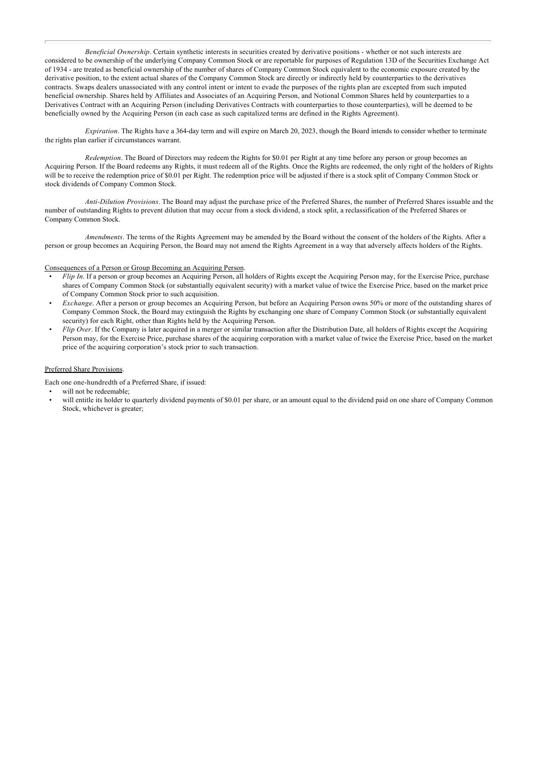*Beneficial Ownership*. Certain synthetic interests in securities created by derivative positions - whether or not such interests are considered to be ownership of the underlying Company Common Stock or are reportable for purposes of Regulation 13D of the Securities Exchange Act of 1934 - are treated as beneficial ownership of the number of shares of Company Common Stock equivalent to the economic exposure created by the derivative position, to the extent actual shares of the Company Common Stock are directly or indirectly held by counterparties to the derivatives contracts. Swaps dealers unassociated with any control intent or intent to evade the purposes of the rights plan are excepted from such imputed beneficial ownership. Shares held by Affiliates and Associates of an Acquiring Person, and Notional Common Shares held by counterparties to a Derivatives Contract with an Acquiring Person (including Derivatives Contracts with counterparties to those counterparties), will be deemed to be beneficially owned by the Acquiring Person (in each case as such capitalized terms are defined in the Rights Agreement).

*Expiration*. The Rights have a 364-day term and will expire on March 20, 2023, though the Board intends to consider whether to terminate the rights plan earlier if circumstances warrant.

*Redemption*. The Board of Directors may redeem the Rights for $0.01 per Right at any time before any person or group becomes an Acquiring Person. If the Board redeems any Rights, it must redeem all of the Rights. Once the Rights are redeemed, the only right of the holders of Rights will be to receive the redemption price of $0.01 per Right. The redemption price will be adjusted if there is a stock split of Company Common Stock or stock dividends of Company Common Stock.

*Anti-Dilution Provisions*. The Board may adjust the purchase price of the Preferred Shares, the number of Preferred Shares issuable and the number of outstanding Rights to prevent dilution that may occur from a stock dividend, a stock split, a reclassification of the Preferred Shares or Company Common Stock.

*Amendments*. The terms of the Rights Agreement may be amended by the Board without the consent of the holders of the Rights. After a person or group becomes an Acquiring Person, the Board may not amend the Rights Agreement in a way that adversely affects holders of the Rights.

Consequences of a Person or Group Becoming an Acquiring Person.

- *Flip In*. If a person or group becomes an Acquiring Person, all holders of Rights except the Acquiring Person may, for the Exercise Price, purchase shares of Company Common Stock (or substantially equivalent security) with a market value of twice the Exercise Price, based on the market price of Company Common Stock prior to such acquisition.
- *Exchange*. After a person or group becomes an Acquiring Person, but before an Acquiring Person owns 50% or more of the outstanding shares of Company Common Stock, the Board may extinguish the Rights by exchanging one share of Company Common Stock (or substantially equivalent security) for each Right, other than Rights held by the Acquiring Person.
- *Flip Over*. If the Company is later acquired in a merger or similar transaction after the Distribution Date, all holders of Rights except the Acquiring Person may, for the Exercise Price, purchase shares of the acquiring corporation with a market value of twice the Exercise Price, based on the market price of the acquiring corporation's stock prior to such transaction.

Preferred Share Provisions.

Each one one-hundredth of a Preferred Share, if issued:

- will not be redeemable;
- will entitle its holder to quarterly dividend payments of $0.01 per share, or an amount equal to the dividend paid on one share of Company Common Stock, whichever is greater;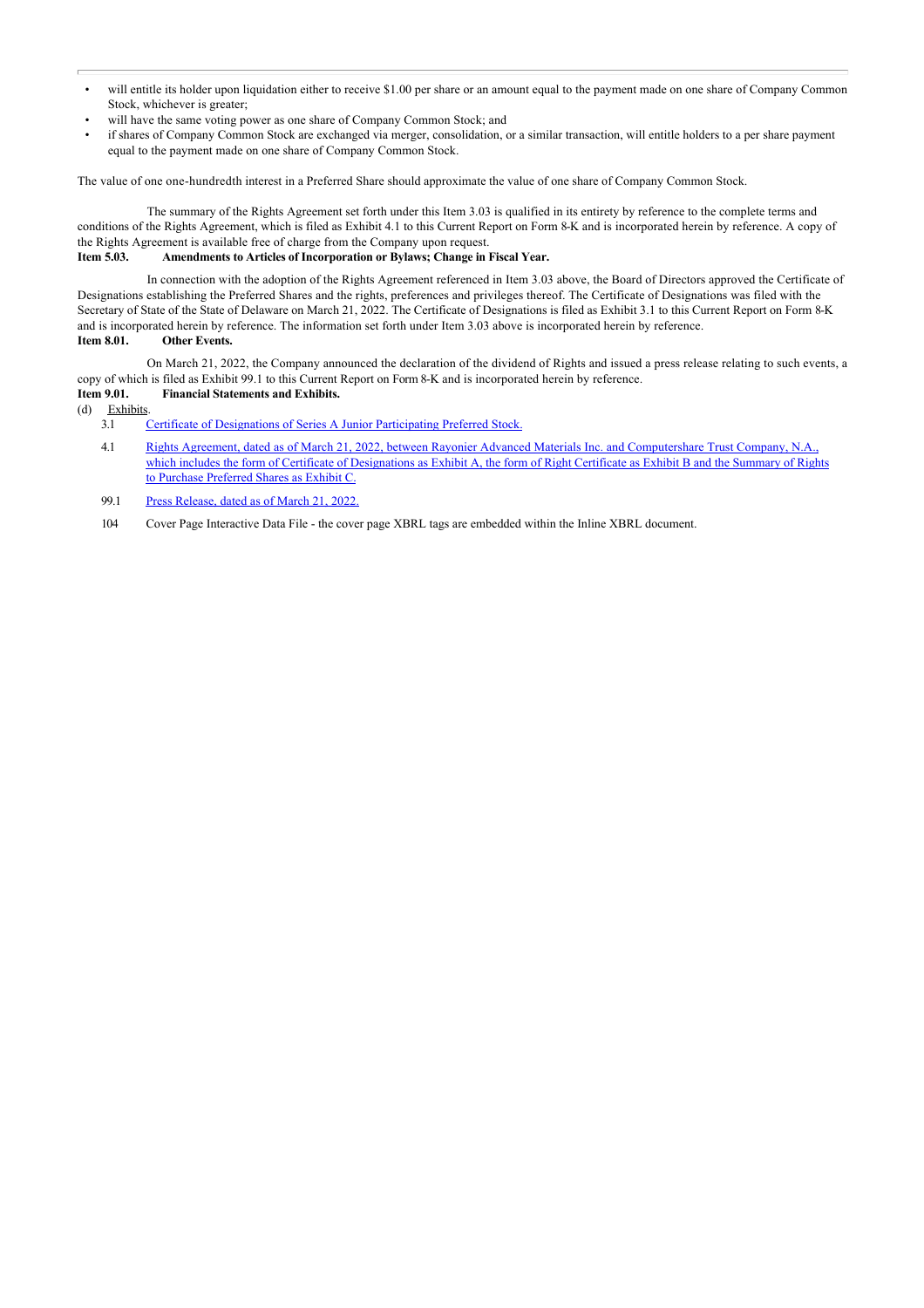- will entitle its holder upon liquidation either to receive $1.00 per share or an amount equal to the payment made on one share of Company Common Stock, whichever is greater;
- will have the same voting power as one share of Company Common Stock; and
- if shares of Company Common Stock are exchanged via merger, consolidation, or a similar transaction, will entitle holders to a per share payment equal to the payment made on one share of Company Common Stock.

The value of one one-hundredth interest in a Preferred Share should approximate the value of one share of Company Common Stock.

The summary of the Rights Agreement set forth under this Item 3.03 is qualified in its entirety by reference to the complete terms and conditions of the Rights Agreement, which is filed as Exhibit 4.1 to this Current Report on Form 8-K and is incorporated herein by reference. A copy of the Rights Agreement is available free of charge from the Company upon request.

**Item 5.03. Amendments to Articles of Incorporation or Bylaws; Change in Fiscal Year.**

In connection with the adoption of the Rights Agreement referenced in Item 3.03 above, the Board of Directors approved the Certificate of Designations establishing the Preferred Shares and the rights, preferences and privileges thereof. The Certificate of Designations was filed with the Secretary of State of the State of Delaware on March 21, 2022. The Certificate of Designations is filed as Exhibit 3.1 to this Current Report on Form 8-K and is incorporated herein by reference. The information set forth under Item 3.03 above is incorporated herein by reference.

**Item 8.01. Other Events.**

On March 21, 2022, the Company announced the declaration of the dividend of Rights and issued a press release relating to such events, a copy of which is filed as Exhibit 99.1 to this Current Report on Form 8-K and is incorporated herein by reference.

**Item 9.01. Financial Statements and Exhibits.**

(d) Exhibits.

| | |
|---|---|
| 3.1 | Certificate of Designations of Series A Junior Participating Preferred Stock. |
| 4.1 | Rights Agreement, dated as of March 21, 2022, between Rayonier Advanced Materials Inc. and Computershare Trust Company, N.A., which includes the form of Certificate of Designations as Exhibit A, the form of Right Certificate as Exhibit B and the Summary of Rights to Purchase Preferred Shares as Exhibit C. |
| 99.1 | Press Release, dated as of March 21, 2022. |
| 104 | Cover Page Interactive Data File - the cover page XBRL tags are embedded within the Inline XBRL document. |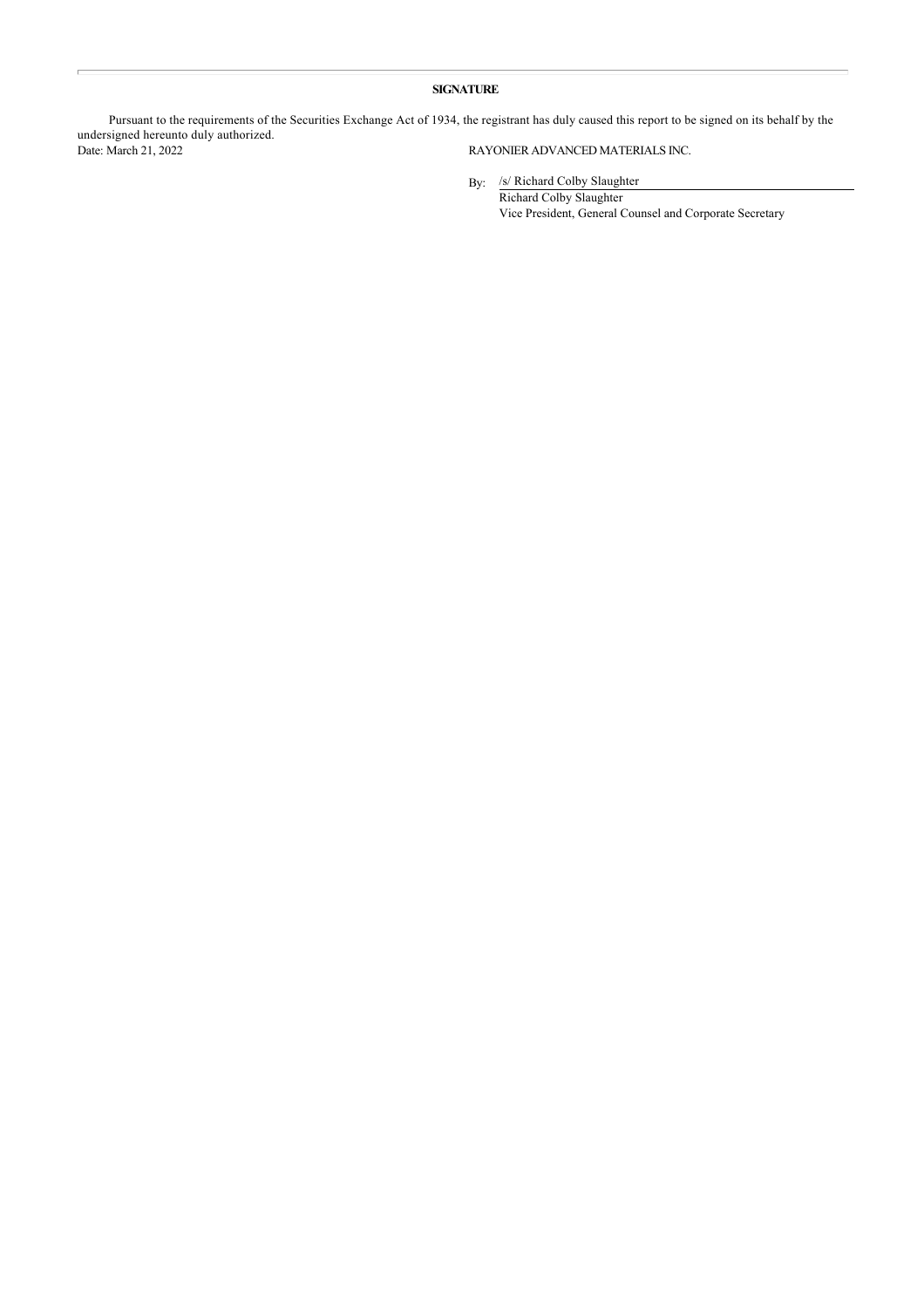## SIGNATURE

Pursuant to the requirements of the Securities Exchange Act of 1934, the registrant has duly caused this report to be signed on its behalf by the undersigned hereunto duly authorized.

Date: March 21, 2022

RAYONIER ADVANCED MATERIALS INC.

By: /s/ Richard Colby Slaughter

Richard Colby Slaughter

Vice President, General Counsel and Corporate Secretary